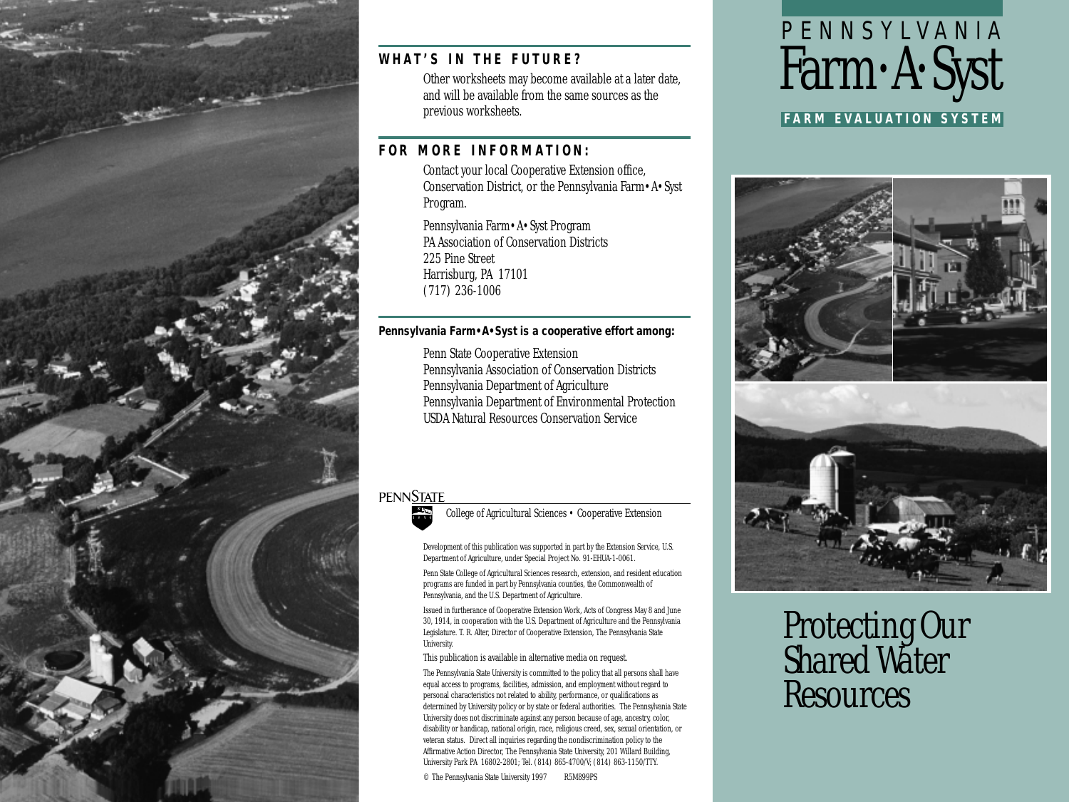## WHAT'S IN THE FUTURE?

Other worksheets may become available at a later date, and will be available from the same sources as the previous worksheets.

## FOR MORE INFORMATION:

Contact your local Cooperative Extension office, Conservation District, or the Pennsylvania Farm•A•Syst Program.

Pennsylvania Farm•A•Syst Program
PA Association of Conservation Districts
225 Pine Street
Harrisburg, PA 17101
(717) 236-1006

**Pennsylvania Farm•A•Syst is a cooperative effort among:**

Penn State Cooperative Extension
Pennsylvania Association of Conservation Districts
Pennsylvania Department of Agriculture
Pennsylvania Department of Environmental Protection
USDA Natural Resources Conservation Service

PENNSTATE

College of Agricultural Sciences • Cooperative Extension

Development of this publication was supported in part by the Extension Service, U.S. Department of Agriculture, under Special Project No. 91-EHUA-1-0061.

Penn State College of Agricultural Sciences research, extension, and resident education programs are funded in part by Pennsylvania counties, the Commonwealth of Pennsylvania, and the U.S. Department of Agriculture.

Issued in furtherance of Cooperative Extension Work, Acts of Congress May 8 and June 30, 1914, in cooperation with the U.S. Department of Agriculture and the Pennsylvania Legislature. T. R. Alter, Director of Cooperative Extension, The Pennsylvania State University.

This publication is available in alternative media on request.

The Pennsylvania State University is committed to the policy that all persons shall have equal access to programs, facilities, admission, and employment without regard to personal characteristics not related to ability, performance, or qualifications as determined by University policy or by state or federal authorities. The Pennsylvania State University does not discriminate against any person because of age, ancestry, color, disability or handicap, national origin, race, religious creed, sex, sexual orientation, or veteran status. Direct all inquiries regarding the nondiscrimination policy to the Affirmative Action Director, The Pennsylvania State University, 201 Willard Building, University Park PA 16802-2801; Tel. (814) 865-4700/V; (814) 863-1150/TTY.

© The Pennsylvania State University 1997 R5M899PS

# PENNSYLVANIA Farm•A•Syst

**FARM EVALUATION SYSTEM**

# Protecting Our Shared Water Resources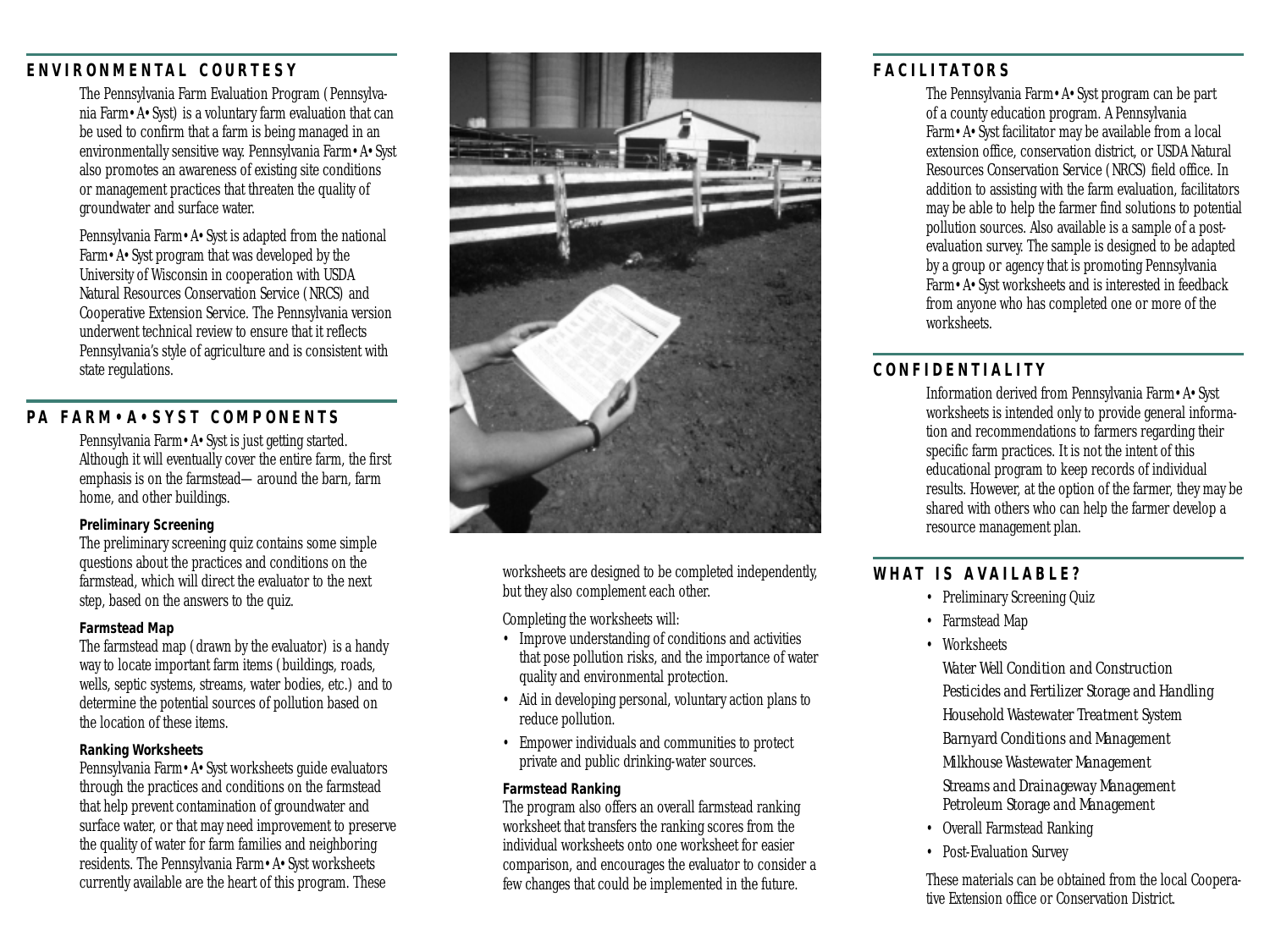## ENVIRONMENTAL COURTESY

The Pennsylvania Farm Evaluation Program (Pennsylvania Farm•A•Syst) is a voluntary farm evaluation that can be used to confirm that a farm is being managed in an environmentally sensitive way. Pennsylvania Farm•A•Syst also promotes an awareness of existing site conditions or management practices that threaten the quality of groundwater and surface water.

Pennsylvania Farm•A•Syst is adapted from the national Farm•A•Syst program that was developed by the University of Wisconsin in cooperation with USDA Natural Resources Conservation Service (NRCS) and Cooperative Extension Service. The Pennsylvania version underwent technical review to ensure that it reflects Pennsylvania's style of agriculture and is consistent with state regulations.

## PA FARM•A•SYST COMPONENTS

Pennsylvania Farm•A•Syst is just getting started. Although it will eventually cover the entire farm, the first emphasis is on the farmstead— around the barn, farm home, and other buildings.

**Preliminary Screening**
The preliminary screening quiz contains some simple questions about the practices and conditions on the farmstead, which will direct the evaluator to the next step, based on the answers to the quiz.

**Farmstead Map**
The farmstead map (drawn by the evaluator) is a handy way to locate important farm items (buildings, roads, wells, septic systems, streams, water bodies, etc.) and to determine the potential sources of pollution based on the location of these items.

**Ranking Worksheets**
Pennsylvania Farm•A•Syst worksheets guide evaluators through the practices and conditions on the farmstead that help prevent contamination of groundwater and surface water, or that may need improvement to preserve the quality of water for farm families and neighboring residents. The Pennsylvania Farm•A•Syst worksheets currently available are the heart of this program. These worksheets are designed to be completed independently, but they also complement each other.

Completing the worksheets will:

- Improve understanding of conditions and activities that pose pollution risks, and the importance of water quality and environmental protection.
- Aid in developing personal, voluntary action plans to reduce pollution.
- Empower individuals and communities to protect private and public drinking-water sources.

**Farmstead Ranking**
The program also offers an overall farmstead ranking worksheet that transfers the ranking scores from the individual worksheets onto one worksheet for easier comparison, and encourages the evaluator to consider a few changes that could be implemented in the future.

## FACILITATORS

The Pennsylvania Farm•A•Syst program can be part of a county education program. A Pennsylvania Farm•A•Syst facilitator may be available from a local extension office, conservation district, or USDA Natural Resources Conservation Service (NRCS) field office. In addition to assisting with the farm evaluation, facilitators may be able to help the farmer find solutions to potential pollution sources. Also available is a sample of a post-evaluation survey. The sample is designed to be adapted by a group or agency that is promoting Pennsylvania Farm•A•Syst worksheets and is interested in feedback from anyone who has completed one or more of the worksheets.

## CONFIDENTIALITY

Information derived from Pennsylvania Farm•A•Syst worksheets is intended only to provide general information and recommendations to farmers regarding their specific farm practices. It is not the intent of this educational program to keep records of individual results. However, at the option of the farmer, they may be shared with others who can help the farmer develop a resource management plan.

## WHAT IS AVAILABLE?

- Preliminary Screening Quiz
- Farmstead Map
- Worksheets
  - Water Well Condition and Construction
  - Pesticides and Fertilizer Storage and Handling
  - Household Wastewater Treatment System
  - Barnyard Conditions and Management
  - Milkhouse Wastewater Management
  - Streams and Drainageway Management
  - Petroleum Storage and Management
- Overall Farmstead Ranking
- Post-Evaluation Survey

These materials can be obtained from the local Cooperative Extension office or Conservation District.